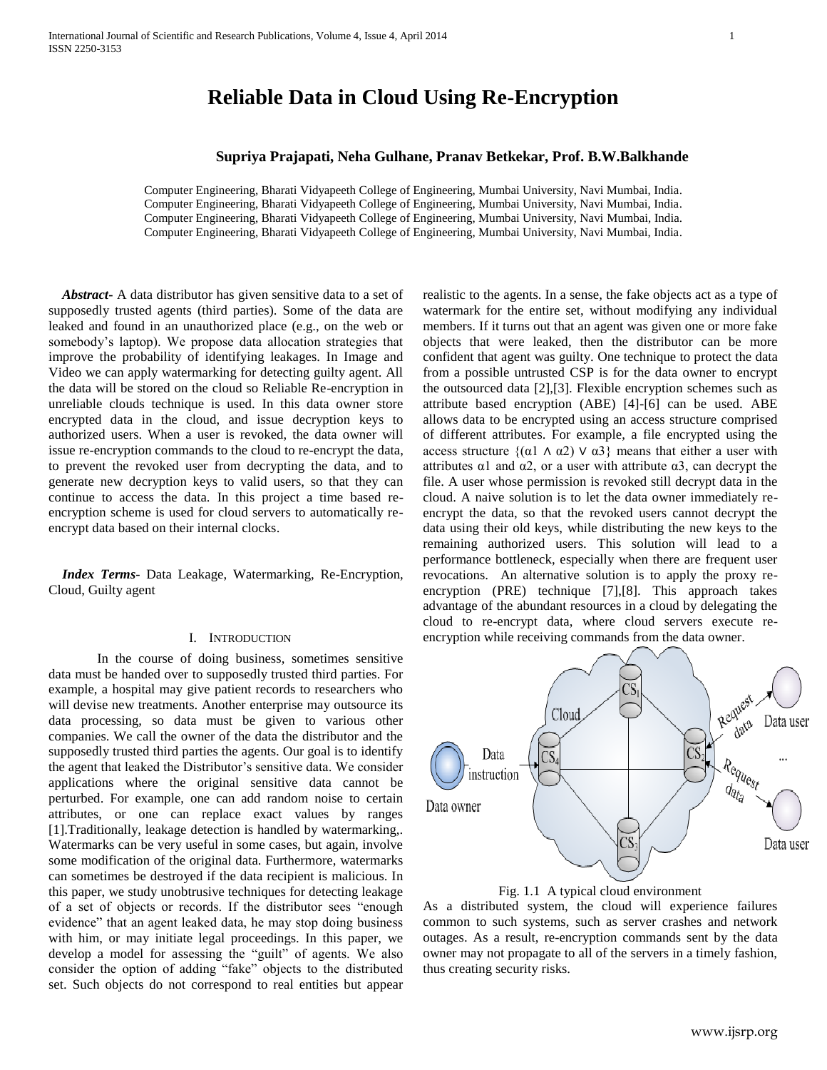# Reliable Data in Cloud Using Re-Encryption

**Supriya Prajapati, Neha Gulhane, Pranav Betkekar, Prof. B.W.Balkhande**

Computer Engineering, Bharati Vidyapeeth College of Engineering, Mumbai University, Navi Mumbai, India.
Computer Engineering, Bharati Vidyapeeth College of Engineering, Mumbai University, Navi Mumbai, India.
Computer Engineering, Bharati Vidyapeeth College of Engineering, Mumbai University, Navi Mumbai, India.
Computer Engineering, Bharati Vidyapeeth College of Engineering, Mumbai University, Navi Mumbai, India.

***Abstract***- A data distributor has given sensitive data to a set of supposedly trusted agents (third parties). Some of the data are leaked and found in an unauthorized place (e.g., on the web or somebody's laptop). We propose data allocation strategies that improve the probability of identifying leakages. In Image and Video we can apply watermarking for detecting guilty agent. All the data will be stored on the cloud so Reliable Re-encryption in unreliable clouds technique is used. In this data owner store encrypted data in the cloud, and issue decryption keys to authorized users. When a user is revoked, the data owner will issue re-encryption commands to the cloud to re-encrypt the data, to prevent the revoked user from decrypting the data, and to generate new decryption keys to valid users, so that they can continue to access the data. In this project a time based re-encryption scheme is used for cloud servers to automatically re-encrypt data based on their internal clocks.

***Index Terms***- Data Leakage, Watermarking, Re-Encryption, Cloud, Guilty agent

## I. Introduction

In the course of doing business, sometimes sensitive data must be handed over to supposedly trusted third parties. For example, a hospital may give patient records to researchers who will devise new treatments. Another enterprise may outsource its data processing, so data must be given to various other companies. We call the owner of the data the distributor and the supposedly trusted third parties the agents. Our goal is to identify the agent that leaked the Distributor's sensitive data. We consider applications where the original sensitive data cannot be perturbed. For example, one can add random noise to certain attributes, or one can replace exact values by ranges [1].Traditionally, leakage detection is handled by watermarking,. Watermarks can be very useful in some cases, but again, involve some modification of the original data. Furthermore, watermarks can sometimes be destroyed if the data recipient is malicious. In this paper, we study unobtrusive techniques for detecting leakage of a set of objects or records. If the distributor sees "enough evidence" that an agent leaked data, he may stop doing business with him, or may initiate legal proceedings. In this paper, we develop a model for assessing the "guilt" of agents. We also consider the option of adding "fake" objects to the distributed set. Such objects do not correspond to real entities but appear realistic to the agents. In a sense, the fake objects act as a type of watermark for the entire set, without modifying any individual members. If it turns out that an agent was given one or more fake objects that were leaked, then the distributor can be more confident that agent was guilty. One technique to protect the data from a possible untrusted CSP is for the data owner to encrypt the outsourced data [2],[3]. Flexible encryption schemes such as attribute based encryption (ABE) [4]-[6] can be used. ABE allows data to be encrypted using an access structure comprised of different attributes. For example, a file encrypted using the access structure $\{(\alpha 1 \wedge \alpha 2) \vee \alpha 3\}$ means that either a user with attributes $\alpha 1$ and $\alpha 2$, or a user with attribute $\alpha 3$, can decrypt the file. A user whose permission is revoked still decrypt data in the cloud. A naive solution is to let the data owner immediately re-encrypt the data, so that the revoked users cannot decrypt the data using their old keys, while distributing the new keys to the remaining authorized users. This solution will lead to a performance bottleneck, especially when there are frequent user revocations. An alternative solution is to apply the proxy re-encryption (PRE) technique [7],[8]. This approach takes advantage of the abundant resources in a cloud by delegating the cloud to re-encrypt data, where cloud servers execute re-encryption while receiving commands from the data owner.

Fig. 1.1 A typical cloud environment

As a distributed system, the cloud will experience failures common to such systems, such as server crashes and network outages. As a result, re-encryption commands sent by the data owner may not propagate to all of the servers in a timely fashion, thus creating security risks.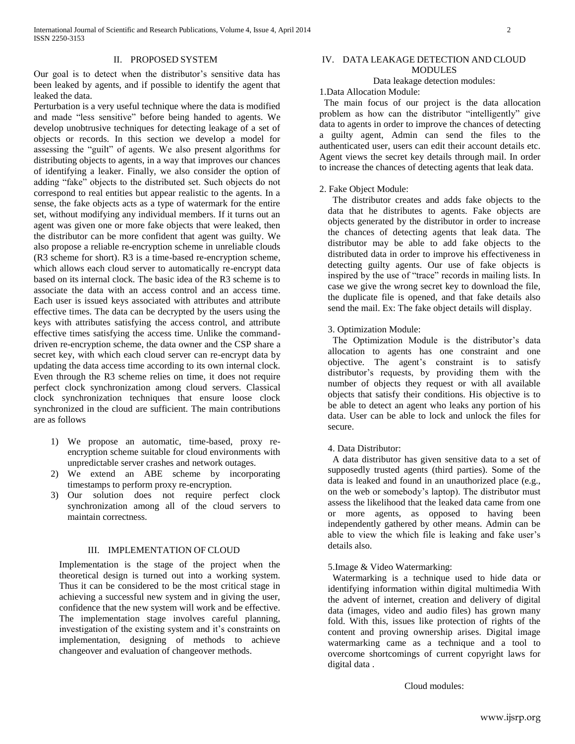## II. PROPOSED SYSTEM

Our goal is to detect when the distributor's sensitive data has been leaked by agents, and if possible to identify the agent that leaked the data.

Perturbation is a very useful technique where the data is modified and made "less sensitive" before being handed to agents. We develop unobtrusive techniques for detecting leakage of a set of objects or records. In this section we develop a model for assessing the "guilt" of agents. We also present algorithms for distributing objects to agents, in a way that improves our chances of identifying a leaker. Finally, we also consider the option of adding "fake" objects to the distributed set. Such objects do not correspond to real entities but appear realistic to the agents. In a sense, the fake objects acts as a type of watermark for the entire set, without modifying any individual members. If it turns out an agent was given one or more fake objects that were leaked, then the distributor can be more confident that agent was guilty. We also propose a reliable re-encryption scheme in unreliable clouds (R3 scheme for short). R3 is a time-based re-encryption scheme, which allows each cloud server to automatically re-encrypt data based on its internal clock. The basic idea of the R3 scheme is to associate the data with an access control and an access time. Each user is issued keys associated with attributes and attribute effective times. The data can be decrypted by the users using the keys with attributes satisfying the access control, and attribute effective times satisfying the access time. Unlike the command-driven re-encryption scheme, the data owner and the CSP share a secret key, with which each cloud server can re-encrypt data by updating the data access time according to its own internal clock. Even through the R3 scheme relies on time, it does not require perfect clock synchronization among cloud servers. Classical clock synchronization techniques that ensure loose clock synchronized in the cloud are sufficient. The main contributions are as follows

1) We propose an automatic, time-based, proxy re-encryption scheme suitable for cloud environments with unpredictable server crashes and network outages.
2) We extend an ABE scheme by incorporating timestamps to perform proxy re-encryption.
3) Our solution does not require perfect clock synchronization among all of the cloud servers to maintain correctness.

## III. IMPLEMENTATION OF CLOUD

Implementation is the stage of the project when the theoretical design is turned out into a working system. Thus it can be considered to be the most critical stage in achieving a successful new system and in giving the user, confidence that the new system will work and be effective. The implementation stage involves careful planning, investigation of the existing system and it's constraints on implementation, designing of methods to achieve changeover and evaluation of changeover methods.

## IV. DATA LEAKAGE DETECTION AND CLOUD MODULES

Data leakage detection modules:

1.Data Allocation Module:

The main focus of our project is the data allocation problem as how can the distributor "intelligently" give data to agents in order to improve the chances of detecting a guilty agent, Admin can send the files to the authenticated user, users can edit their account details etc. Agent views the secret key details through mail. In order to increase the chances of detecting agents that leak data.

2. Fake Object Module:

The distributor creates and adds fake objects to the data that he distributes to agents. Fake objects are objects generated by the distributor in order to increase the chances of detecting agents that leak data. The distributor may be able to add fake objects to the distributed data in order to improve his effectiveness in detecting guilty agents. Our use of fake objects is inspired by the use of "trace" records in mailing lists. In case we give the wrong secret key to download the file, the duplicate file is opened, and that fake details also send the mail. Ex: The fake object details will display.

3. Optimization Module:

The Optimization Module is the distributor's data allocation to agents has one constraint and one objective. The agent's constraint is to satisfy distributor's requests, by providing them with the number of objects they request or with all available objects that satisfy their conditions. His objective is to be able to detect an agent who leaks any portion of his data. User can be able to lock and unlock the files for secure.

4. Data Distributor:

A data distributor has given sensitive data to a set of supposedly trusted agents (third parties). Some of the data is leaked and found in an unauthorized place (e.g., on the web or somebody's laptop). The distributor must assess the likelihood that the leaked data came from one or more agents, as opposed to having been independently gathered by other means. Admin can be able to view the which file is leaking and fake user's details also.

5.Image & Video Watermarking:

Watermarking is a technique used to hide data or identifying information within digital multimedia With the advent of internet, creation and delivery of digital data (images, video and audio files) has grown many fold. With this, issues like protection of rights of the content and proving ownership arises. Digital image watermarking came as a technique and a tool to overcome shortcomings of current copyright laws for digital data .

Cloud modules: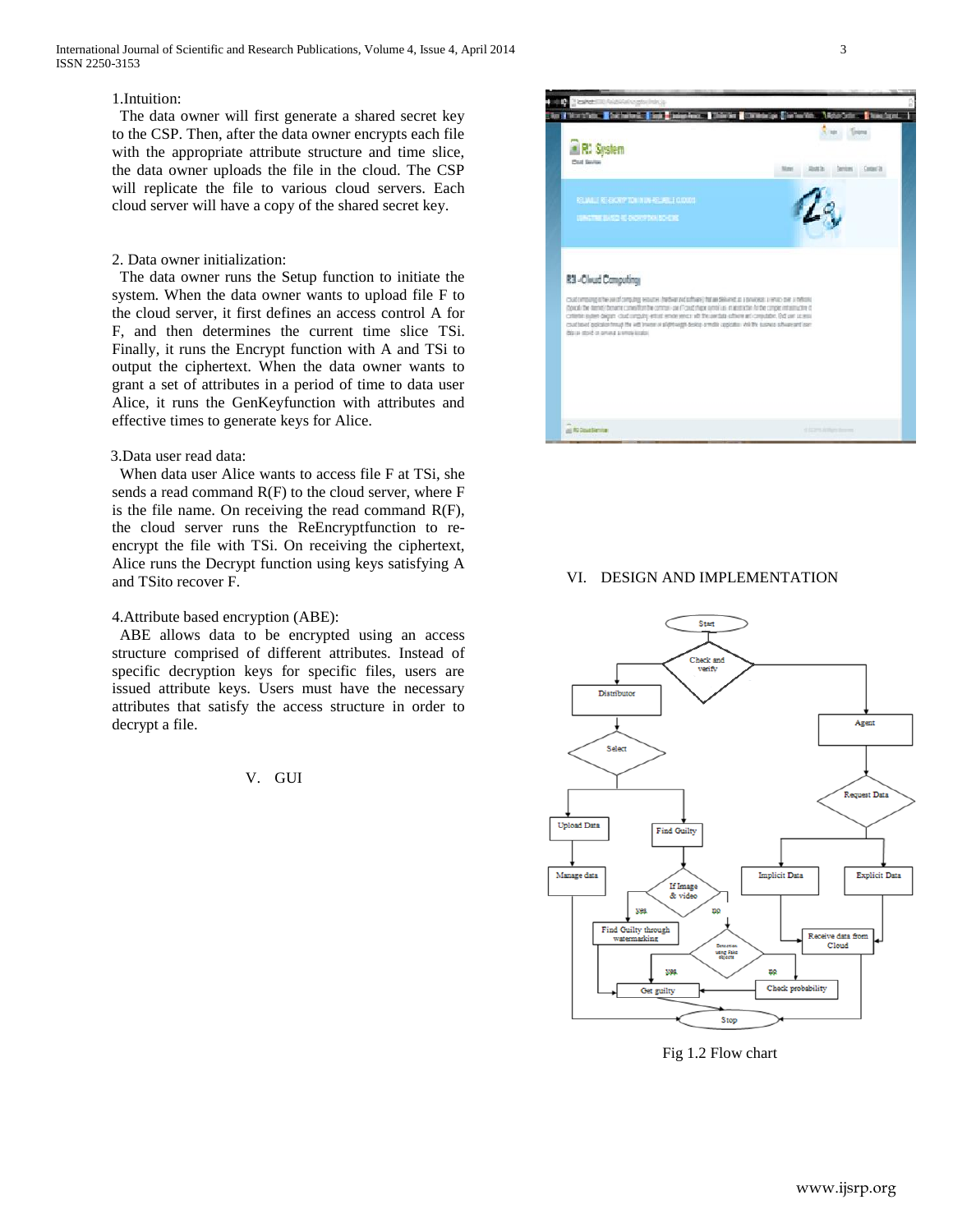1.Intuition:

The data owner will first generate a shared secret key to the CSP. Then, after the data owner encrypts each file with the appropriate attribute structure and time slice, the data owner uploads the file in the cloud. The CSP will replicate the file to various cloud servers. Each cloud server will have a copy of the shared secret key.

2. Data owner initialization:

The data owner runs the Setup function to initiate the system. When the data owner wants to upload file F to the cloud server, it first defines an access control A for F, and then determines the current time slice TSi. Finally, it runs the Encrypt function with A and TSi to output the ciphertext. When the data owner wants to grant a set of attributes in a period of time to data user Alice, it runs the GenKeyfunction with attributes and effective times to generate keys for Alice.

3.Data user read data:

When data user Alice wants to access file F at TSi, she sends a read command R(F) to the cloud server, where F is the file name. On receiving the read command R(F), the cloud server runs the ReEncryptfunction to re-encrypt the file with TSi. On receiving the ciphertext, Alice runs the Decrypt function using keys satisfying A and TSito recover F.

4.Attribute based encryption (ABE):

ABE allows data to be encrypted using an access structure comprised of different attributes. Instead of specific decryption keys for specific files, users are issued attribute keys. Users must have the necessary attributes that satisfy the access structure in order to decrypt a file.

## V. GUI

## VI. DESIGN AND IMPLEMENTATION

Fig 1.2 Flow chart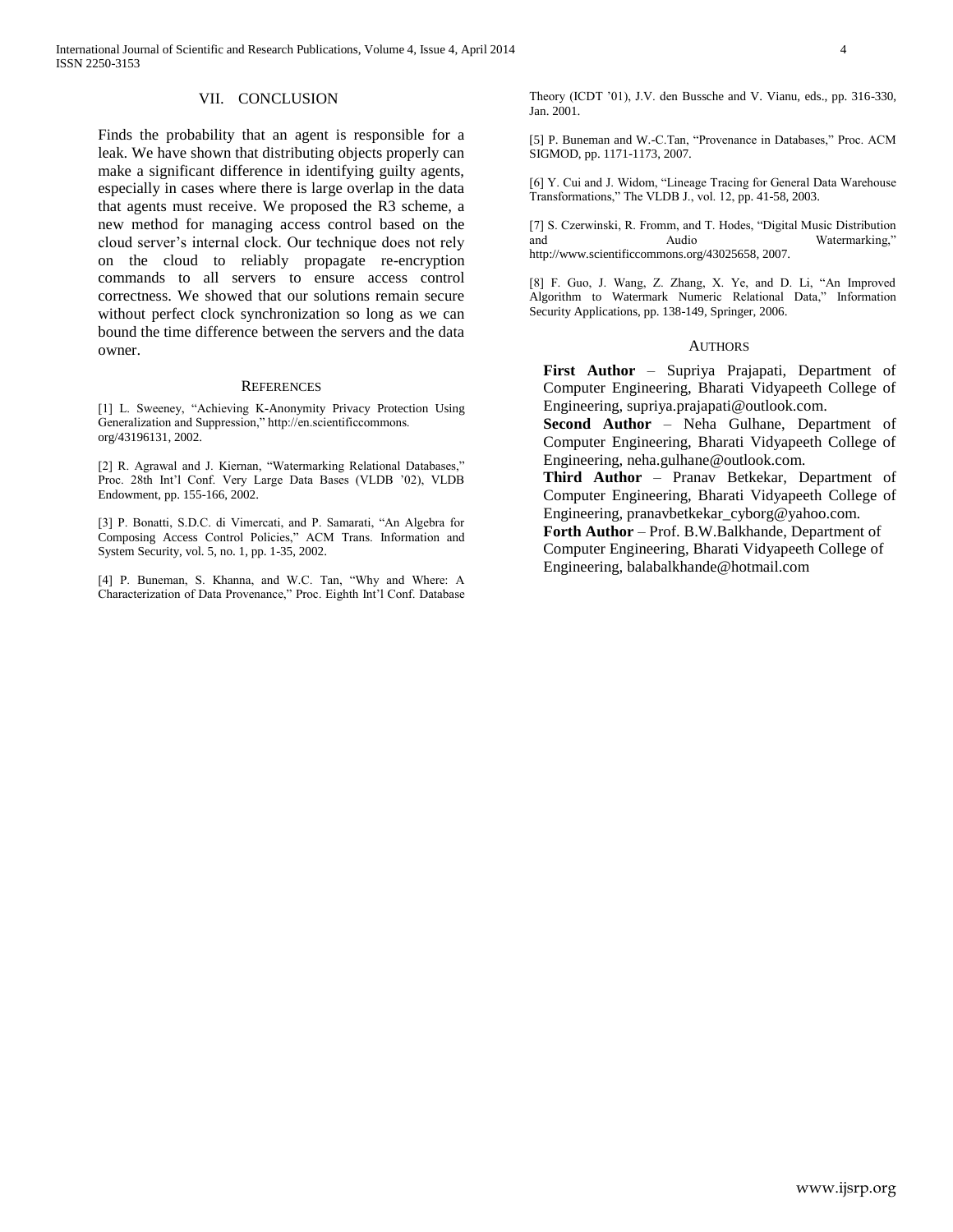## VII. CONCLUSION

Finds the probability that an agent is responsible for a leak. We have shown that distributing objects properly can make a significant difference in identifying guilty agents, especially in cases where there is large overlap in the data that agents must receive. We proposed the R3 scheme, a new method for managing access control based on the cloud server's internal clock. Our technique does not rely on the cloud to reliably propagate re-encryption commands to all servers to ensure access control correctness. We showed that our solutions remain secure without perfect clock synchronization so long as we can bound the time difference between the servers and the data owner.

## REFERENCES

[1] L. Sweeney, "Achieving K-Anonymity Privacy Protection Using Generalization and Suppression," http://en.scientificcommons.org/43196131, 2002.

[2] R. Agrawal and J. Kiernan, "Watermarking Relational Databases," Proc. 28th Int'l Conf. Very Large Data Bases (VLDB '02), VLDB Endowment, pp. 155-166, 2002.

[3] P. Bonatti, S.D.C. di Vimercati, and P. Samarati, "An Algebra for Composing Access Control Policies," ACM Trans. Information and System Security, vol. 5, no. 1, pp. 1-35, 2002.

[4] P. Buneman, S. Khanna, and W.C. Tan, "Why and Where: A Characterization of Data Provenance," Proc. Eighth Int'l Conf. Database Theory (ICDT '01), J.V. den Bussche and V. Vianu, eds., pp. 316-330, Jan. 2001.

[5] P. Buneman and W.-C.Tan, "Provenance in Databases," Proc. ACM SIGMOD, pp. 1171-1173, 2007.

[6] Y. Cui and J. Widom, "Lineage Tracing for General Data Warehouse Transformations," The VLDB J., vol. 12, pp. 41-58, 2003.

[7] S. Czerwinski, R. Fromm, and T. Hodes, "Digital Music Distribution and Audio Watermarking," http://www.scientificcommons.org/43025658, 2007.

[8] F. Guo, J. Wang, Z. Zhang, X. Ye, and D. Li, "An Improved Algorithm to Watermark Numeric Relational Data," Information Security Applications, pp. 138-149, Springer, 2006.

## AUTHORS

**First Author** – Supriya Prajapati, Department of Computer Engineering, Bharati Vidyapeeth College of Engineering, supriya.prajapati@outlook.com.

**Second Author** – Neha Gulhane, Department of Computer Engineering, Bharati Vidyapeeth College of Engineering, neha.gulhane@outlook.com.

**Third Author** – Pranav Betkekar, Department of Computer Engineering, Bharati Vidyapeeth College of Engineering, pranavbetkekar_cyborg@yahoo.com.

**Forth Author** – Prof. B.W.Balkhande, Department of Computer Engineering, Bharati Vidyapeeth College of Engineering, balabalkhande@hotmail.com